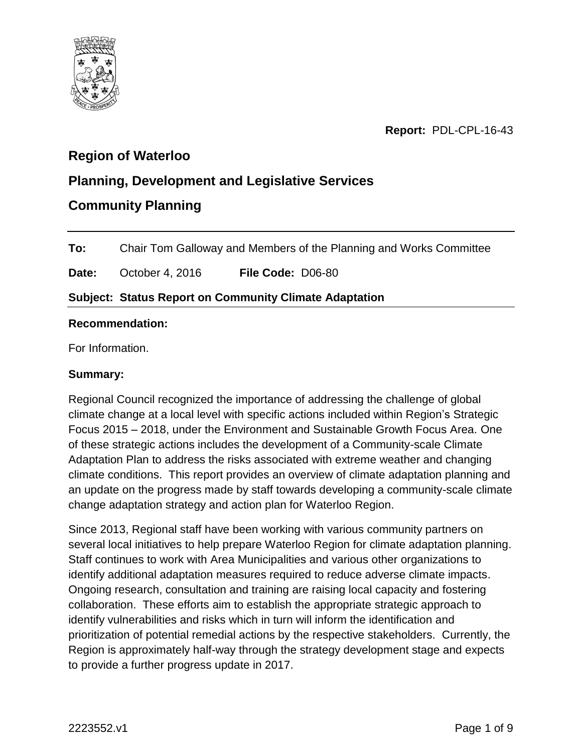**Report:** PDL-CPL-16-43

## Region of Waterloo

## Planning, Development and Legislative Services

## Community Planning

**To:** Chair Tom Galloway and Members of the Planning and Works Committee

**Date:** October 4, 2016 **File Code:** D06-80

**Subject: Status Report on Community Climate Adaptation**

**Recommendation:**

For Information.

**Summary:**

Regional Council recognized the importance of addressing the challenge of global climate change at a local level with specific actions included within Region's Strategic Focus 2015 – 2018, under the Environment and Sustainable Growth Focus Area. One of these strategic actions includes the development of a Community-scale Climate Adaptation Plan to address the risks associated with extreme weather and changing climate conditions. This report provides an overview of climate adaptation planning and an update on the progress made by staff towards developing a community-scale climate change adaptation strategy and action plan for Waterloo Region.

Since 2013, Regional staff have been working with various community partners on several local initiatives to help prepare Waterloo Region for climate adaptation planning. Staff continues to work with Area Municipalities and various other organizations to identify additional adaptation measures required to reduce adverse climate impacts. Ongoing research, consultation and training are raising local capacity and fostering collaboration. These efforts aim to establish the appropriate strategic approach to identify vulnerabilities and risks which in turn will inform the identification and prioritization of potential remedial actions by the respective stakeholders. Currently, the Region is approximately half-way through the strategy development stage and expects to provide a further progress update in 2017.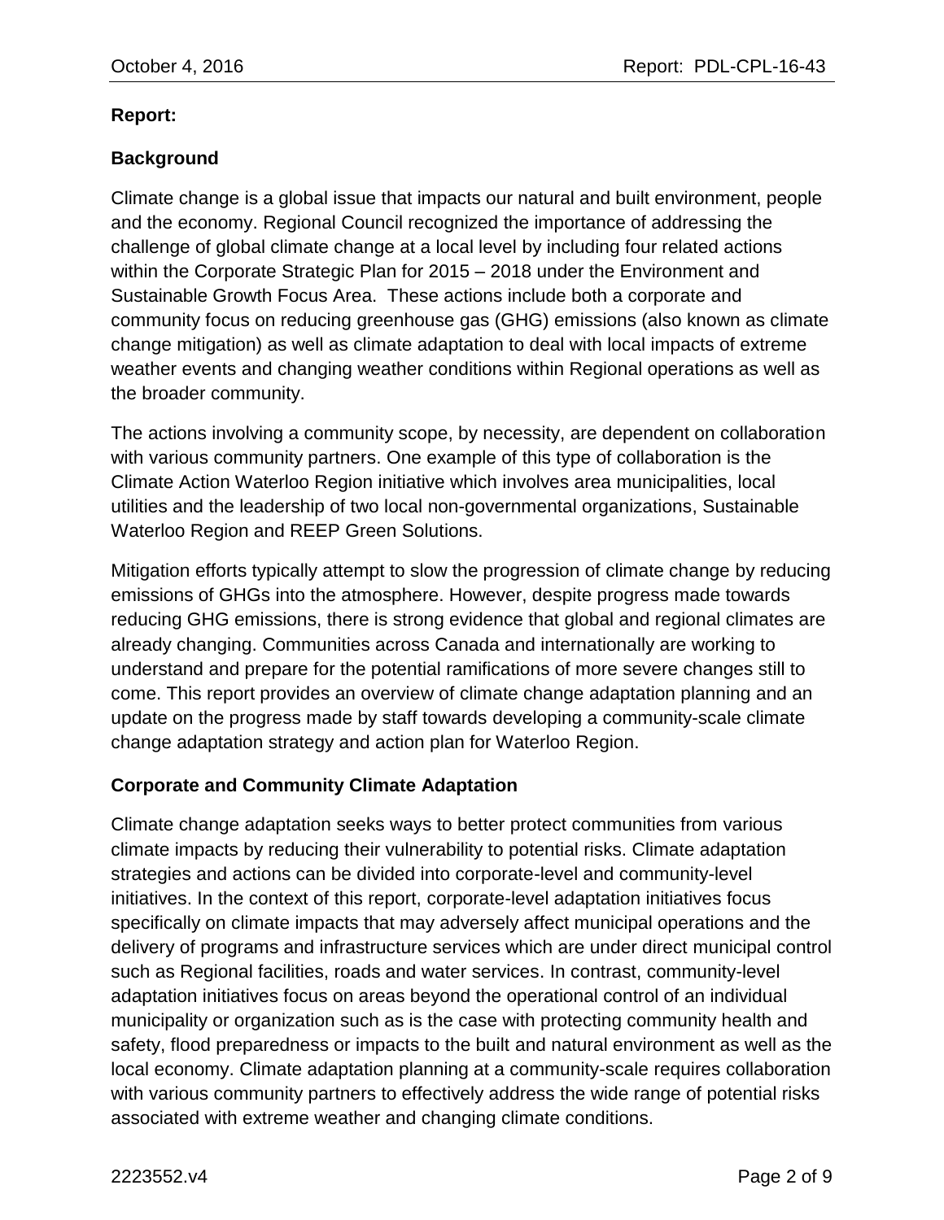**Report:**

**Background**

Climate change is a global issue that impacts our natural and built environment, people and the economy. Regional Council recognized the importance of addressing the challenge of global climate change at a local level by including four related actions within the Corporate Strategic Plan for 2015 – 2018 under the Environment and Sustainable Growth Focus Area. These actions include both a corporate and community focus on reducing greenhouse gas (GHG) emissions (also known as climate change mitigation) as well as climate adaptation to deal with local impacts of extreme weather events and changing weather conditions within Regional operations as well as the broader community.

The actions involving a community scope, by necessity, are dependent on collaboration with various community partners. One example of this type of collaboration is the Climate Action Waterloo Region initiative which involves area municipalities, local utilities and the leadership of two local non-governmental organizations, Sustainable Waterloo Region and REEP Green Solutions.

Mitigation efforts typically attempt to slow the progression of climate change by reducing emissions of GHGs into the atmosphere. However, despite progress made towards reducing GHG emissions, there is strong evidence that global and regional climates are already changing. Communities across Canada and internationally are working to understand and prepare for the potential ramifications of more severe changes still to come. This report provides an overview of climate change adaptation planning and an update on the progress made by staff towards developing a community-scale climate change adaptation strategy and action plan for Waterloo Region.

**Corporate and Community Climate Adaptation**

Climate change adaptation seeks ways to better protect communities from various climate impacts by reducing their vulnerability to potential risks. Climate adaptation strategies and actions can be divided into corporate-level and community-level initiatives. In the context of this report, corporate-level adaptation initiatives focus specifically on climate impacts that may adversely affect municipal operations and the delivery of programs and infrastructure services which are under direct municipal control such as Regional facilities, roads and water services. In contrast, community-level adaptation initiatives focus on areas beyond the operational control of an individual municipality or organization such as is the case with protecting community health and safety, flood preparedness or impacts to the built and natural environment as well as the local economy. Climate adaptation planning at a community-scale requires collaboration with various community partners to effectively address the wide range of potential risks associated with extreme weather and changing climate conditions.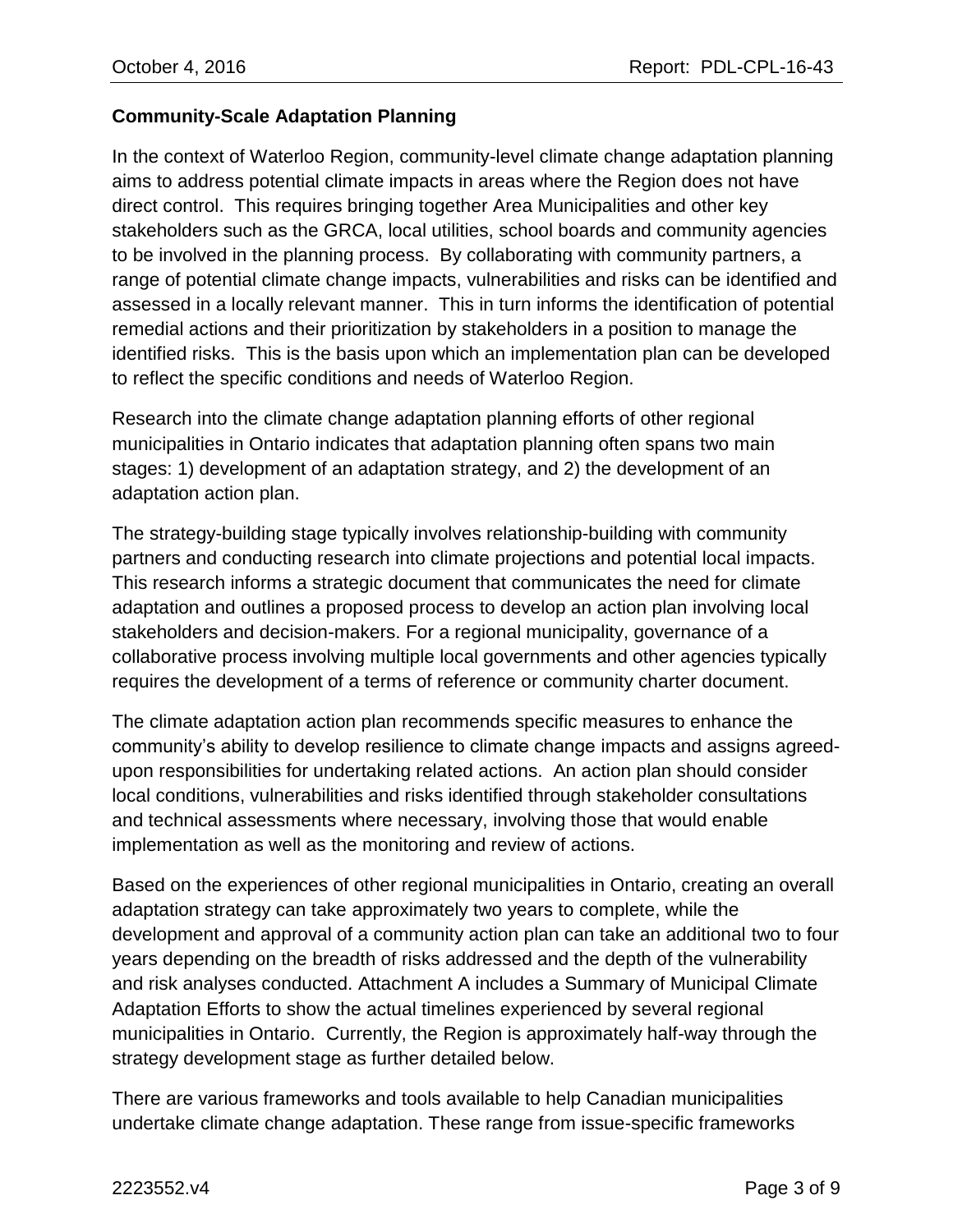**Community-Scale Adaptation Planning**

In the context of Waterloo Region, community-level climate change adaptation planning aims to address potential climate impacts in areas where the Region does not have direct control. This requires bringing together Area Municipalities and other key stakeholders such as the GRCA, local utilities, school boards and community agencies to be involved in the planning process. By collaborating with community partners, a range of potential climate change impacts, vulnerabilities and risks can be identified and assessed in a locally relevant manner. This in turn informs the identification of potential remedial actions and their prioritization by stakeholders in a position to manage the identified risks. This is the basis upon which an implementation plan can be developed to reflect the specific conditions and needs of Waterloo Region.

Research into the climate change adaptation planning efforts of other regional municipalities in Ontario indicates that adaptation planning often spans two main stages: 1) development of an adaptation strategy, and 2) the development of an adaptation action plan.

The strategy-building stage typically involves relationship-building with community partners and conducting research into climate projections and potential local impacts. This research informs a strategic document that communicates the need for climate adaptation and outlines a proposed process to develop an action plan involving local stakeholders and decision-makers. For a regional municipality, governance of a collaborative process involving multiple local governments and other agencies typically requires the development of a terms of reference or community charter document.

The climate adaptation action plan recommends specific measures to enhance the community's ability to develop resilience to climate change impacts and assigns agreed-upon responsibilities for undertaking related actions. An action plan should consider local conditions, vulnerabilities and risks identified through stakeholder consultations and technical assessments where necessary, involving those that would enable implementation as well as the monitoring and review of actions.

Based on the experiences of other regional municipalities in Ontario, creating an overall adaptation strategy can take approximately two years to complete, while the development and approval of a community action plan can take an additional two to four years depending on the breadth of risks addressed and the depth of the vulnerability and risk analyses conducted. Attachment A includes a Summary of Municipal Climate Adaptation Efforts to show the actual timelines experienced by several regional municipalities in Ontario. Currently, the Region is approximately half-way through the strategy development stage as further detailed below.

There are various frameworks and tools available to help Canadian municipalities undertake climate change adaptation. These range from issue-specific frameworks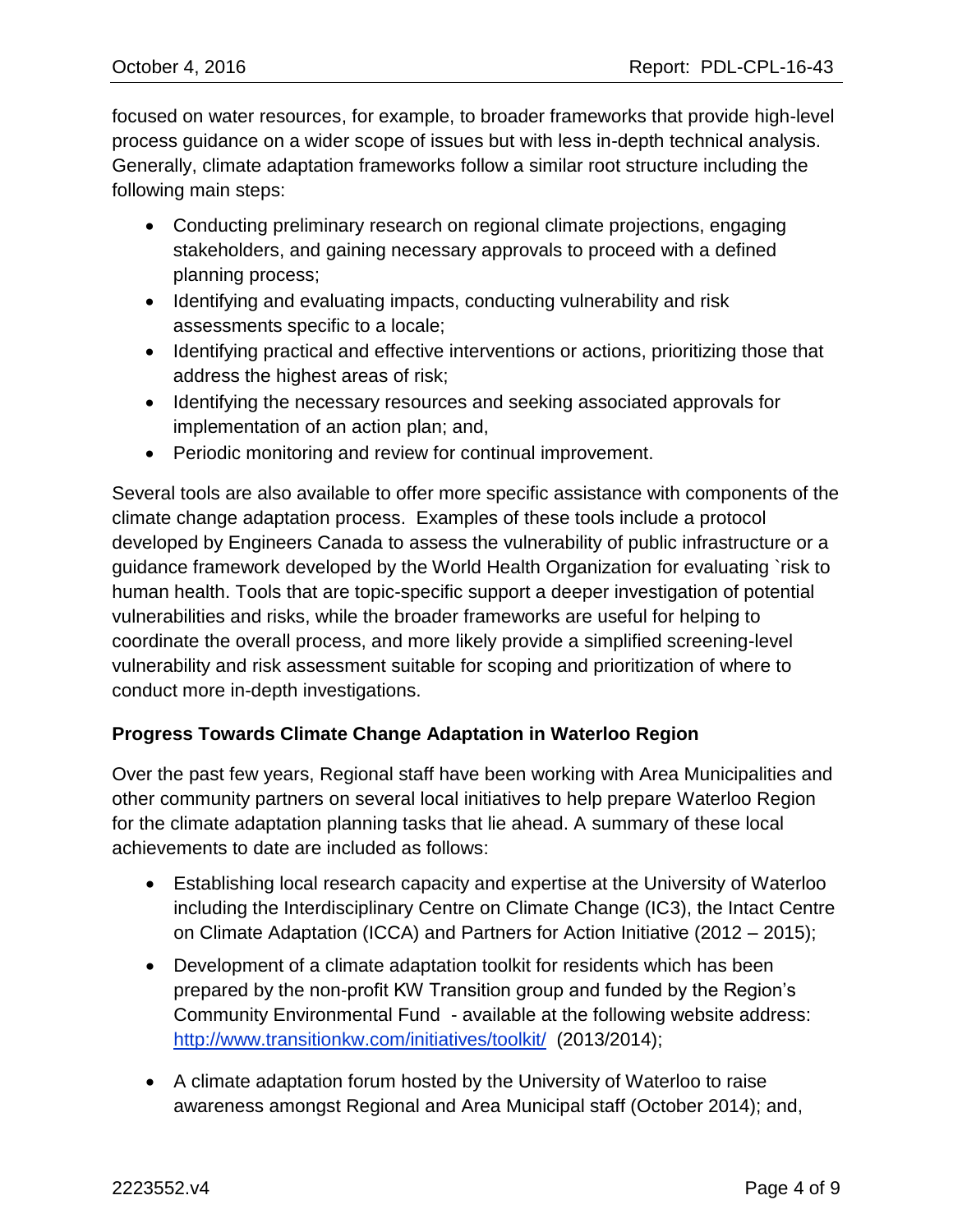focused on water resources, for example, to broader frameworks that provide high-level process guidance on a wider scope of issues but with less in-depth technical analysis. Generally, climate adaptation frameworks follow a similar root structure including the following main steps:

- Conducting preliminary research on regional climate projections, engaging stakeholders, and gaining necessary approvals to proceed with a defined planning process;
- Identifying and evaluating impacts, conducting vulnerability and risk assessments specific to a locale;
- Identifying practical and effective interventions or actions, prioritizing those that address the highest areas of risk;
- Identifying the necessary resources and seeking associated approvals for implementation of an action plan; and,
- Periodic monitoring and review for continual improvement.

Several tools are also available to offer more specific assistance with components of the climate change adaptation process. Examples of these tools include a protocol developed by Engineers Canada to assess the vulnerability of public infrastructure or a guidance framework developed by the World Health Organization for evaluating `risk to human health. Tools that are topic-specific support a deeper investigation of potential vulnerabilities and risks, while the broader frameworks are useful for helping to coordinate the overall process, and more likely provide a simplified screening-level vulnerability and risk assessment suitable for scoping and prioritization of where to conduct more in-depth investigations.

**Progress Towards Climate Change Adaptation in Waterloo Region**

Over the past few years, Regional staff have been working with Area Municipalities and other community partners on several local initiatives to help prepare Waterloo Region for the climate adaptation planning tasks that lie ahead. A summary of these local achievements to date are included as follows:

- Establishing local research capacity and expertise at the University of Waterloo including the Interdisciplinary Centre on Climate Change (IC3), the Intact Centre on Climate Adaptation (ICCA) and Partners for Action Initiative (2012 – 2015);
- Development of a climate adaptation toolkit for residents which has been prepared by the non-profit KW Transition group and funded by the Region's Community Environmental Fund - available at the following website address: [http://www.transitionkw.com/initiatives/toolkit/](http://www.transitionkw.com/initiatives/toolkit/) (2013/2014);
- A climate adaptation forum hosted by the University of Waterloo to raise awareness amongst Regional and Area Municipal staff (October 2014); and,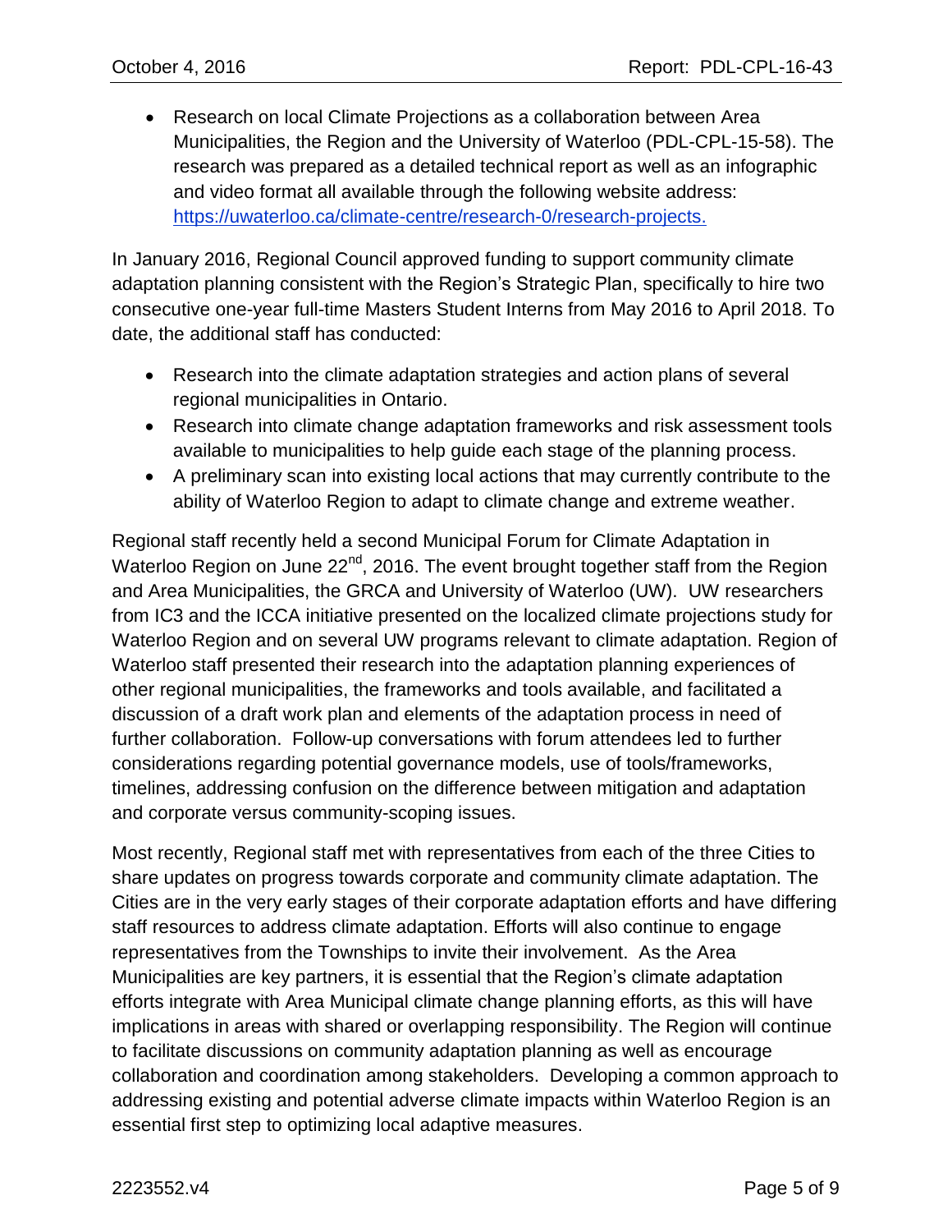- Research on local Climate Projections as a collaboration between Area Municipalities, the Region and the University of Waterloo (PDL-CPL-15-58). The research was prepared as a detailed technical report as well as an infographic and video format all available through the following website address: [https://uwaterloo.ca/climate-centre/research-0/research-projects.](https://uwaterloo.ca/climate-centre/research-0/research-projects)

In January 2016, Regional Council approved funding to support community climate adaptation planning consistent with the Region's Strategic Plan, specifically to hire two consecutive one-year full-time Masters Student Interns from May 2016 to April 2018. To date, the additional staff has conducted:

- Research into the climate adaptation strategies and action plans of several regional municipalities in Ontario.
- Research into climate change adaptation frameworks and risk assessment tools available to municipalities to help guide each stage of the planning process.
- A preliminary scan into existing local actions that may currently contribute to the ability of Waterloo Region to adapt to climate change and extreme weather.

Regional staff recently held a second Municipal Forum for Climate Adaptation in Waterloo Region on June 22nd, 2016. The event brought together staff from the Region and Area Municipalities, the GRCA and University of Waterloo (UW). UW researchers from IC3 and the ICCA initiative presented on the localized climate projections study for Waterloo Region and on several UW programs relevant to climate adaptation. Region of Waterloo staff presented their research into the adaptation planning experiences of other regional municipalities, the frameworks and tools available, and facilitated a discussion of a draft work plan and elements of the adaptation process in need of further collaboration. Follow-up conversations with forum attendees led to further considerations regarding potential governance models, use of tools/frameworks, timelines, addressing confusion on the difference between mitigation and adaptation and corporate versus community-scoping issues.

Most recently, Regional staff met with representatives from each of the three Cities to share updates on progress towards corporate and community climate adaptation. The Cities are in the very early stages of their corporate adaptation efforts and have differing staff resources to address climate adaptation. Efforts will also continue to engage representatives from the Townships to invite their involvement. As the Area Municipalities are key partners, it is essential that the Region's climate adaptation efforts integrate with Area Municipal climate change planning efforts, as this will have implications in areas with shared or overlapping responsibility. The Region will continue to facilitate discussions on community adaptation planning as well as encourage collaboration and coordination among stakeholders. Developing a common approach to addressing existing and potential adverse climate impacts within Waterloo Region is an essential first step to optimizing local adaptive measures.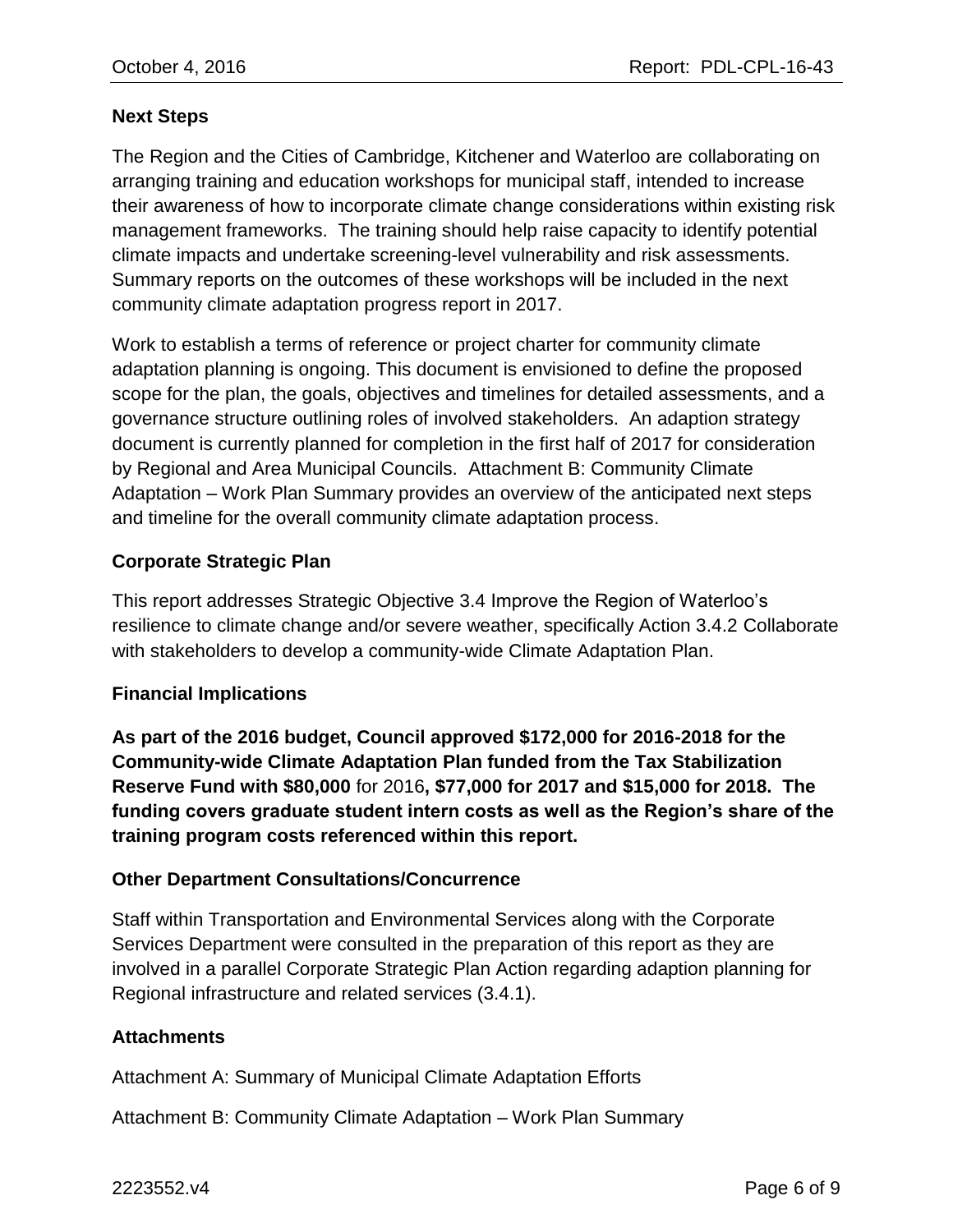## Next Steps

The Region and the Cities of Cambridge, Kitchener and Waterloo are collaborating on arranging training and education workshops for municipal staff, intended to increase their awareness of how to incorporate climate change considerations within existing risk management frameworks. The training should help raise capacity to identify potential climate impacts and undertake screening-level vulnerability and risk assessments. Summary reports on the outcomes of these workshops will be included in the next community climate adaptation progress report in 2017.

Work to establish a terms of reference or project charter for community climate adaptation planning is ongoing. This document is envisioned to define the proposed scope for the plan, the goals, objectives and timelines for detailed assessments, and a governance structure outlining roles of involved stakeholders. An adaption strategy document is currently planned for completion in the first half of 2017 for consideration by Regional and Area Municipal Councils. Attachment B: Community Climate Adaptation – Work Plan Summary provides an overview of the anticipated next steps and timeline for the overall community climate adaptation process.

## Corporate Strategic Plan

This report addresses Strategic Objective 3.4 Improve the Region of Waterloo's resilience to climate change and/or severe weather, specifically Action 3.4.2 Collaborate with stakeholders to develop a community-wide Climate Adaptation Plan.

## Financial Implications

**As part of the 2016 budget, Council approved $172,000 for 2016-2018 for the Community-wide Climate Adaptation Plan funded from the Tax Stabilization Reserve Fund with $80,000** for 2016**, $77,000 for 2017 and $15,000 for 2018. The funding covers graduate student intern costs as well as the Region's share of the training program costs referenced within this report.**

## Other Department Consultations/Concurrence

Staff within Transportation and Environmental Services along with the Corporate Services Department were consulted in the preparation of this report as they are involved in a parallel Corporate Strategic Plan Action regarding adaption planning for Regional infrastructure and related services (3.4.1).

## Attachments

Attachment A: Summary of Municipal Climate Adaptation Efforts

Attachment B: Community Climate Adaptation – Work Plan Summary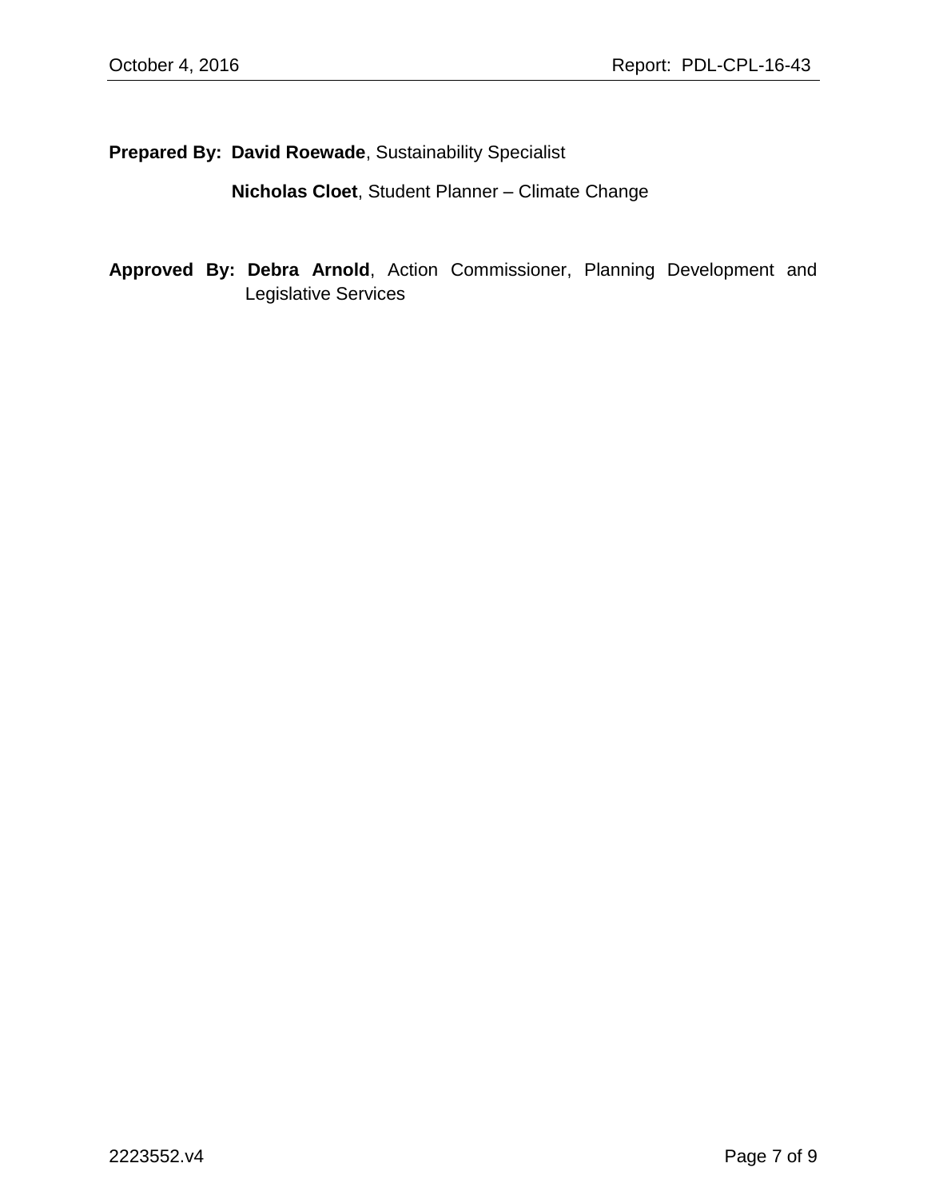**Prepared By:** **David Roewade**, Sustainability Specialist

**Nicholas Cloet**, Student Planner – Climate Change

**Approved By:** **Debra Arnold**, Action Commissioner, Planning Development and Legislative Services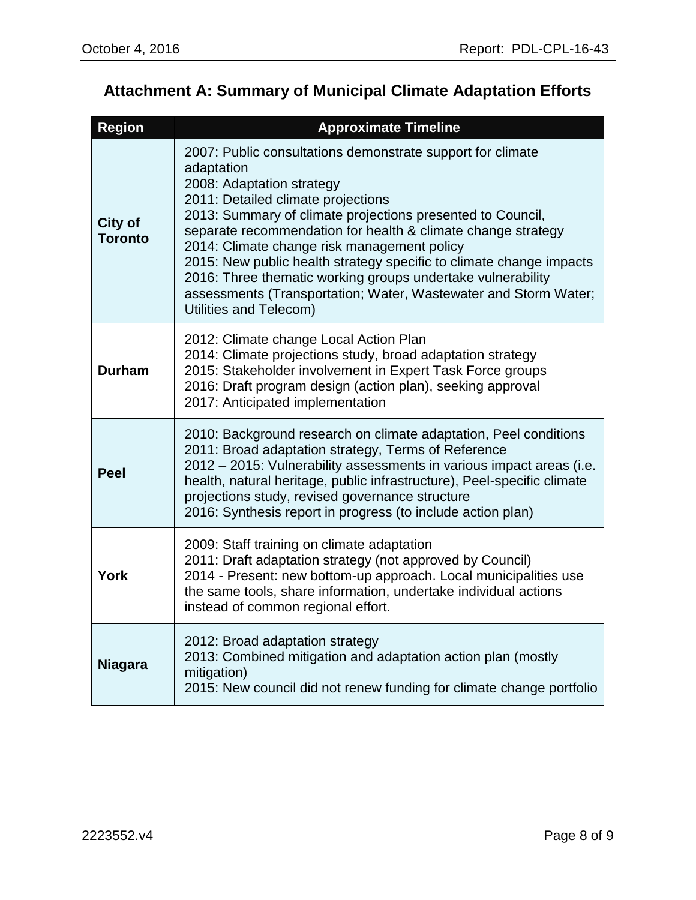## Attachment A: Summary of Municipal Climate Adaptation Efforts

| Region | Approximate Timeline |
|---|---|
| **City of Toronto** | 2007: Public consultations demonstrate support for climate adaptation<br>2008: Adaptation strategy<br>2011: Detailed climate projections<br>2013: Summary of climate projections presented to Council, separate recommendation for health & climate change strategy<br>2014: Climate change risk management policy<br>2015: New public health strategy specific to climate change impacts<br>2016: Three thematic working groups undertake vulnerability assessments (Transportation; Water, Wastewater and Storm Water; Utilities and Telecom) |
| **Durham** | 2012: Climate change Local Action Plan<br>2014: Climate projections study, broad adaptation strategy<br>2015: Stakeholder involvement in Expert Task Force groups<br>2016: Draft program design (action plan), seeking approval<br>2017: Anticipated implementation |
| **Peel** | 2010: Background research on climate adaptation, Peel conditions<br>2011: Broad adaptation strategy, Terms of Reference<br>2012 – 2015: Vulnerability assessments in various impact areas (i.e. health, natural heritage, public infrastructure), Peel-specific climate projections study, revised governance structure<br>2016: Synthesis report in progress (to include action plan) |
| **York** | 2009: Staff training on climate adaptation<br>2011: Draft adaptation strategy (not approved by Council)<br>2014 - Present: new bottom-up approach. Local municipalities use the same tools, share information, undertake individual actions instead of common regional effort. |
| **Niagara** | 2012: Broad adaptation strategy<br>2013: Combined mitigation and adaptation action plan (mostly mitigation)<br>2015: New council did not renew funding for climate change portfolio |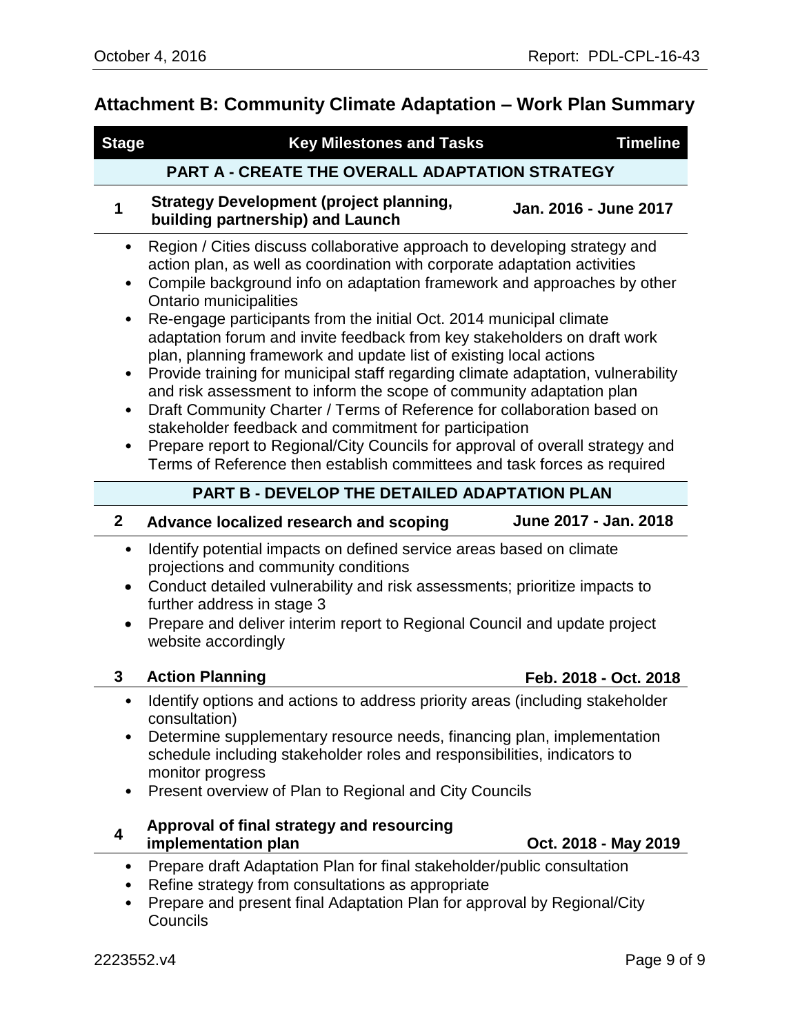## Attachment B: Community Climate Adaptation – Work Plan Summary

| Stage | Key Milestones and Tasks | Timeline |
| --- | --- | --- |
| | **PART A - CREATE THE OVERALL ADAPTATION STRATEGY** | |
| **1** | **Strategy Development (project planning, building partnership) and Launch** | **Jan. 2016 - June 2017** |
| | • Region / Cities discuss collaborative approach to developing strategy and action plan, as well as coordination with corporate adaptation activities<br>• Compile background info on adaptation framework and approaches by other Ontario municipalities<br>• Re-engage participants from the initial Oct. 2014 municipal climate adaptation forum and invite feedback from key stakeholders on draft work plan, planning framework and update list of existing local actions<br>• Provide training for municipal staff regarding climate adaptation, vulnerability and risk assessment to inform the scope of community adaptation plan<br>• Draft Community Charter / Terms of Reference for collaboration based on stakeholder feedback and commitment for participation<br>• Prepare report to Regional/City Councils for approval of overall strategy and Terms of Reference then establish committees and task forces as required | |
| | **PART B - DEVELOP THE DETAILED ADAPTATION PLAN** | |
| **2** | **Advance localized research and scoping** | **June 2017 - Jan. 2018** |
| | • Identify potential impacts on defined service areas based on climate projections and community conditions<br>• Conduct detailed vulnerability and risk assessments; prioritize impacts to further address in stage 3<br>• Prepare and deliver interim report to Regional Council and update project website accordingly | |
| **3** | **Action Planning** | **Feb. 2018 - Oct. 2018** |
| | • Identify options and actions to address priority areas (including stakeholder consultation)<br>• Determine supplementary resource needs, financing plan, implementation schedule including stakeholder roles and responsibilities, indicators to monitor progress<br>• Present overview of Plan to Regional and City Councils | |
| **4** | **Approval of final strategy and resourcing implementation plan** | **Oct. 2018 - May 2019** |
| | • Prepare draft Adaptation Plan for final stakeholder/public consultation<br>• Refine strategy from consultations as appropriate<br>• Prepare and present final Adaptation Plan for approval by Regional/City Councils | |